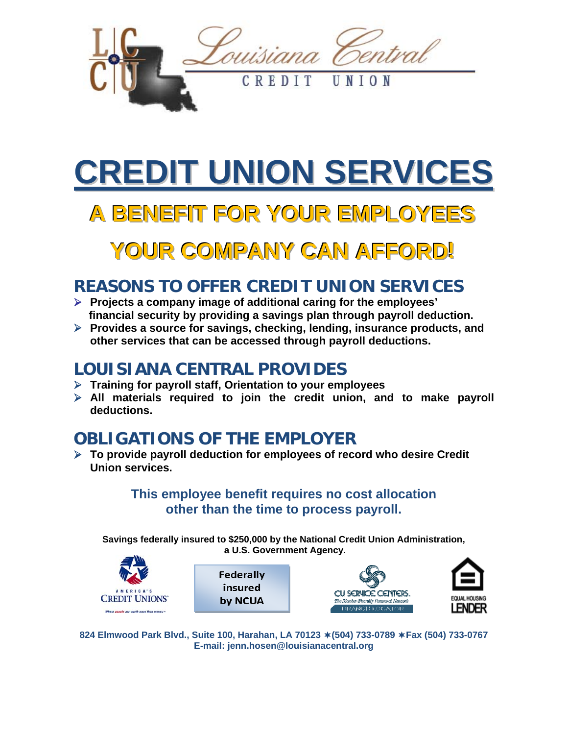Louisiana Central

CREDIT UNION

# CREDIT UNION SERVICES

## A BENEFIT FOR YOUR EMPLOYEES

## YOUR COMPANY CAN AFFORD!

## REASONS TO OFFER CREDIT UNION SERVICES

- **Projects a company image of additional caring for the employees' financial security by providing a savings plan through payroll deduction.**
- **Provides a source for savings, checking, lending, insurance products, and other services that can be accessed through payroll deductions.**

## LOUISIANA CENTRAL PROVIDES

- **Training for payroll staff, Orientation to your employees**
- **All materials required to join the credit union, and to make payroll deductions.**

## OBLIGATIONS OF THE EMPLOYER

- **To provide payroll deduction for employees of record who desire Credit Union services.**

**This employee benefit requires no cost allocation other than the time to process payroll.**

**Savings federally insured to $250,000 by the National Credit Union Administration, a U.S. Government Agency.**

AMERICA'S CREDIT UNIONS — Where people are worth more than money

Federally insured by NCUA

CU SERVICE CENTERS. The Member Friendly Financial Network — BRANCH LOCATOR

EQUAL HOUSING LENDER

**824 Elmwood Park Blvd., Suite 100, Harahan, LA 70123 ∗(504) 733-0789 ∗Fax (504) 733-0767**
**E-mail: jenn.hosen@louisianacentral.org**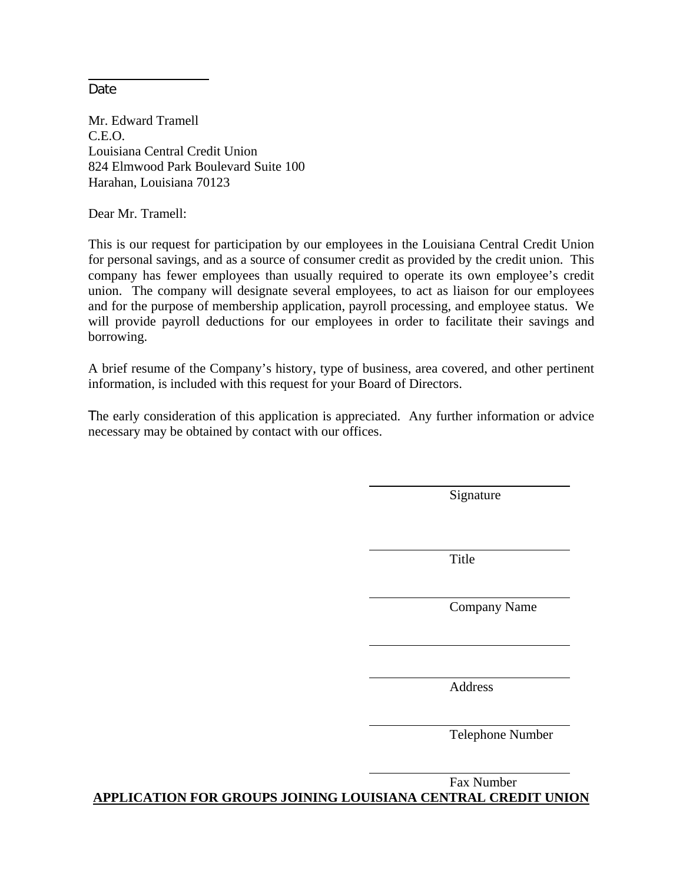\_\_\_\_\_\_\_\_\_\_\_\_\_\_\_\_\_\_\_\_
Date

Mr. Edward Tramell
C.E.O.
Louisiana Central Credit Union
824 Elmwood Park Boulevard Suite 100
Harahan, Louisiana 70123

Dear Mr. Tramell:

This is our request for participation by our employees in the Louisiana Central Credit Union for personal savings, and as a source of consumer credit as provided by the credit union. This company has fewer employees than usually required to operate its own employee's credit union. The company will designate several employees, to act as liaison for our employees and for the purpose of membership application, payroll processing, and employee status. We will provide payroll deductions for our employees in order to facilitate their savings and borrowing.

A brief resume of the Company's history, type of business, area covered, and other pertinent information, is included with this request for your Board of Directors.

The early consideration of this application is appreciated. Any further information or advice necessary may be obtained by contact with our offices.

\_\_\_\_\_\_\_\_\_\_\_\_\_\_\_\_\_\_\_\_\_\_\_\_\_\_\_\_\_\_
Signature

\_\_\_\_\_\_\_\_\_\_\_\_\_\_\_\_\_\_\_\_\_\_\_\_\_\_\_\_\_\_
Title

\_\_\_\_\_\_\_\_\_\_\_\_\_\_\_\_\_\_\_\_\_\_\_\_\_\_\_\_\_\_
Company Name

\_\_\_\_\_\_\_\_\_\_\_\_\_\_\_\_\_\_\_\_\_\_\_\_\_\_\_\_\_\_

\_\_\_\_\_\_\_\_\_\_\_\_\_\_\_\_\_\_\_\_\_\_\_\_\_\_\_\_\_\_
Address

\_\_\_\_\_\_\_\_\_\_\_\_\_\_\_\_\_\_\_\_\_\_\_\_\_\_\_\_\_\_
Telephone Number

\_\_\_\_\_\_\_\_\_\_\_\_\_\_\_\_\_\_\_\_\_\_\_\_\_\_\_\_\_\_
Fax Number

**APPLICATION FOR GROUPS JOINING LOUISIANA CENTRAL CREDIT UNION**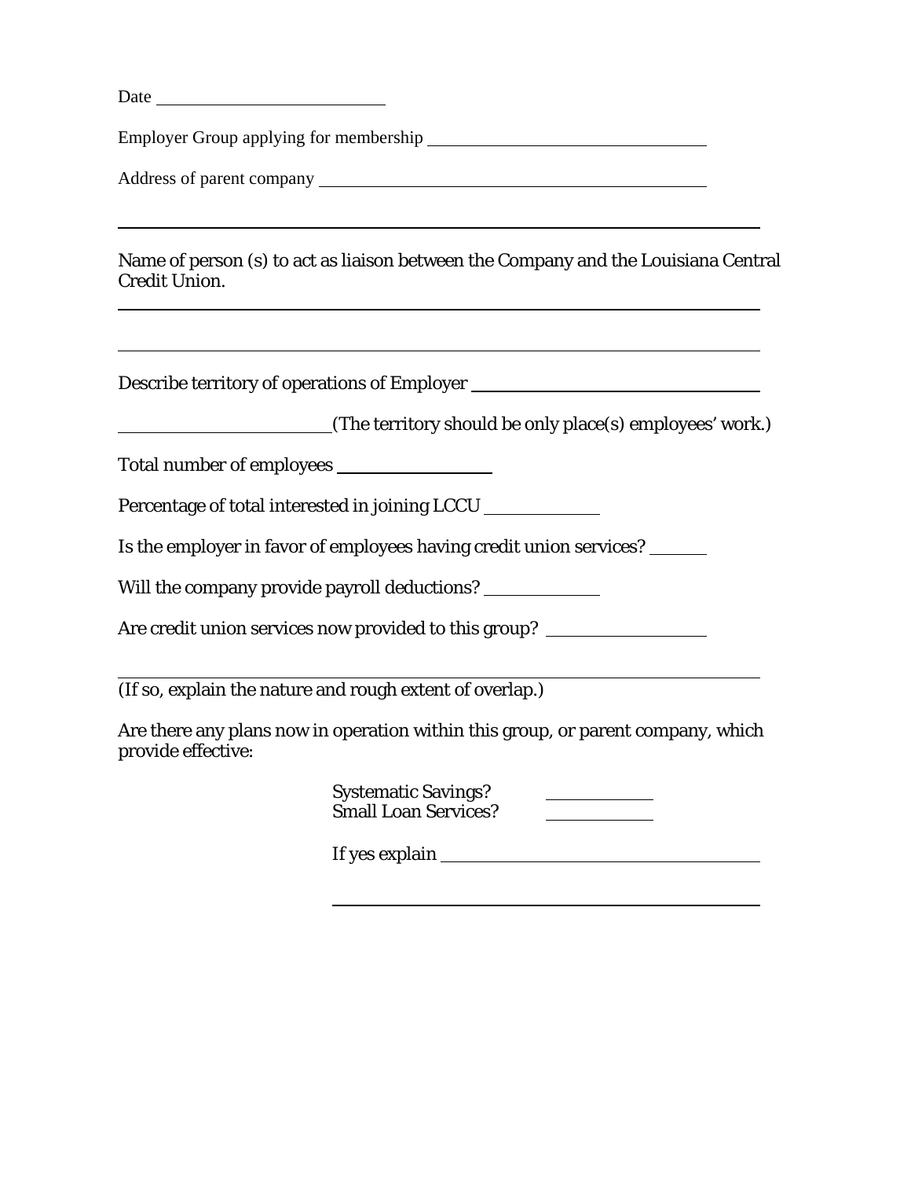Date ____________________

Employer Group applying for membership ____________________

Address of parent company ____________________

____________________

Name of person (s) to act as liaison between the Company and the Louisiana Central Credit Union.

____________________

____________________

Describe territory of operations of Employer ____________________

____________________ (The territory should be only place(s) employees' work.)

Total number of employees ____________________

Percentage of total interested in joining LCCU ____________________

Is the employer in favor of employees having credit union services? ________

Will the company provide payroll deductions? ____________________

Are credit union services now provided to this group? ____________________

____________________

(If so, explain the nature and rough extent of overlap.)

Are there any plans now in operation within this group, or parent company, which provide effective:

Systematic Savings? ____________

Small Loan Services? ____________

If yes explain ____________________

____________________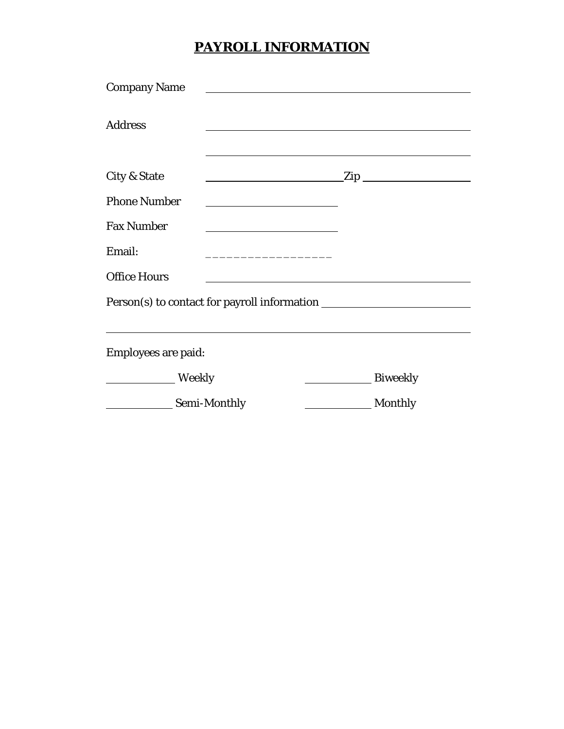# PAYROLL INFORMATION

Company Name ______________________________________________

Address ______________________________________________

______________________________________________

City & State ______________________ Zip ________________

Phone Number ______________________

Fax Number ______________________

Email: _ _ _ _ _ _ _ _ _ _ _ _ _ _ _ _ _ _

Office Hours ______________________________________________

Person(s) to contact for payroll information ______________________

______________________________________________________________

Employees are paid:

__________ Weekly __________ Biweekly

__________ Semi-Monthly __________ Monthly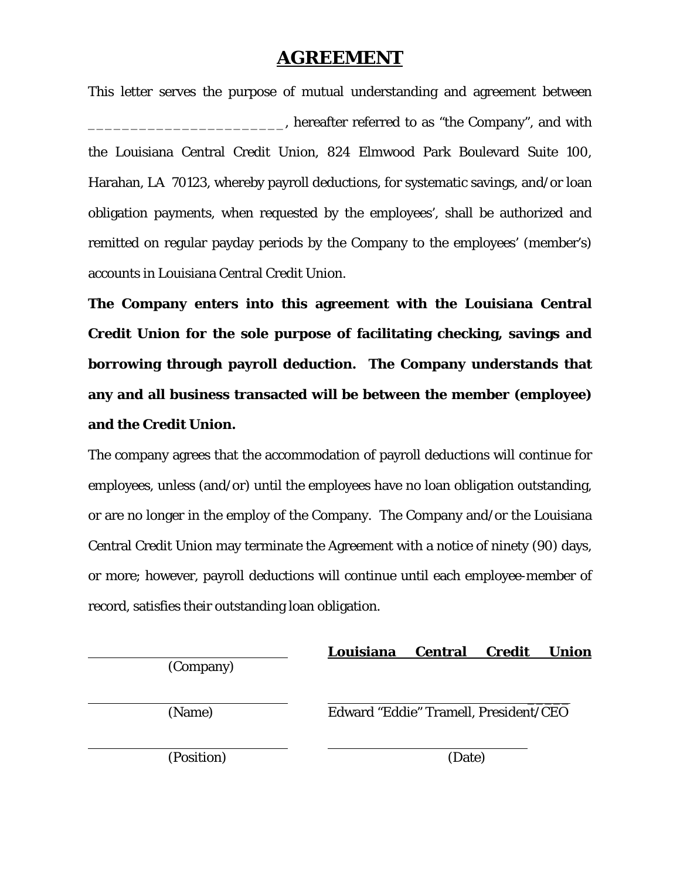# AGREEMENT

This letter serves the purpose of mutual understanding and agreement between _______________________, hereafter referred to as "the Company", and with the Louisiana Central Credit Union, 824 Elmwood Park Boulevard Suite 100, Harahan, LA 70123, whereby payroll deductions, for systematic savings, and/or loan obligation payments, when requested by the employees', shall be authorized and remitted on regular payday periods by the Company to the employees' (member's) accounts in Louisiana Central Credit Union.

**The Company enters into this agreement with the Louisiana Central Credit Union for the sole purpose of facilitating checking, savings and borrowing through payroll deduction. The Company understands that any and all business transacted will be between the member (employee) and the Credit Union.**

The company agrees that the accommodation of payroll deductions will continue for employees, unless (and/or) until the employees have no loan obligation outstanding, or are no longer in the employ of the Company. The Company and/or the Louisiana Central Credit Union may terminate the Agreement with a notice of ninety (90) days, or more; however, payroll deductions will continue until each employee-member of record, satisfies their outstanding loan obligation.

| | |
|---|---|
| ______________________ (Company) | **Louisiana Central Credit Union** |
| ______________________ (Name) | ______________________ Edward "Eddie" Tramell, President/CEO |
| ______________________ (Position) | ______________________ (Date) |